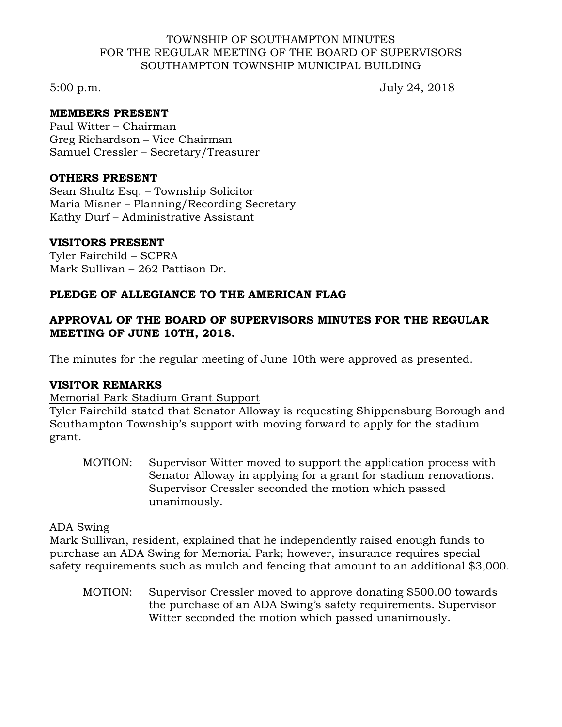TOWNSHIP OF SOUTHAMPTON MINUTES
FOR THE REGULAR MEETING OF THE BOARD OF SUPERVISORS
SOUTHAMPTON TOWNSHIP MUNICIPAL BUILDING

5:00 p.m. July 24, 2018

**MEMBERS PRESENT**
Paul Witter – Chairman
Greg Richardson – Vice Chairman
Samuel Cressler – Secretary/Treasurer

**OTHERS PRESENT**
Sean Shultz Esq. – Township Solicitor
Maria Misner – Planning/Recording Secretary
Kathy Durf – Administrative Assistant

**VISITORS PRESENT**
Tyler Fairchild – SCPRA
Mark Sullivan – 262 Pattison Dr.

**PLEDGE OF ALLEGIANCE TO THE AMERICAN FLAG**

**APPROVAL OF THE BOARD OF SUPERVISORS MINUTES FOR THE REGULAR MEETING OF JUNE 10TH, 2018.**

The minutes for the regular meeting of June 10th were approved as presented.

**VISITOR REMARKS**

Memorial Park Stadium Grant Support

Tyler Fairchild stated that Senator Alloway is requesting Shippensburg Borough and Southampton Township's support with moving forward to apply for the stadium grant.

MOTION: Supervisor Witter moved to support the application process with Senator Alloway in applying for a grant for stadium renovations. Supervisor Cressler seconded the motion which passed unanimously.

ADA Swing

Mark Sullivan, resident, explained that he independently raised enough funds to purchase an ADA Swing for Memorial Park; however, insurance requires special safety requirements such as mulch and fencing that amount to an additional $3,000.

MOTION: Supervisor Cressler moved to approve donating $500.00 towards the purchase of an ADA Swing's safety requirements. Supervisor Witter seconded the motion which passed unanimously.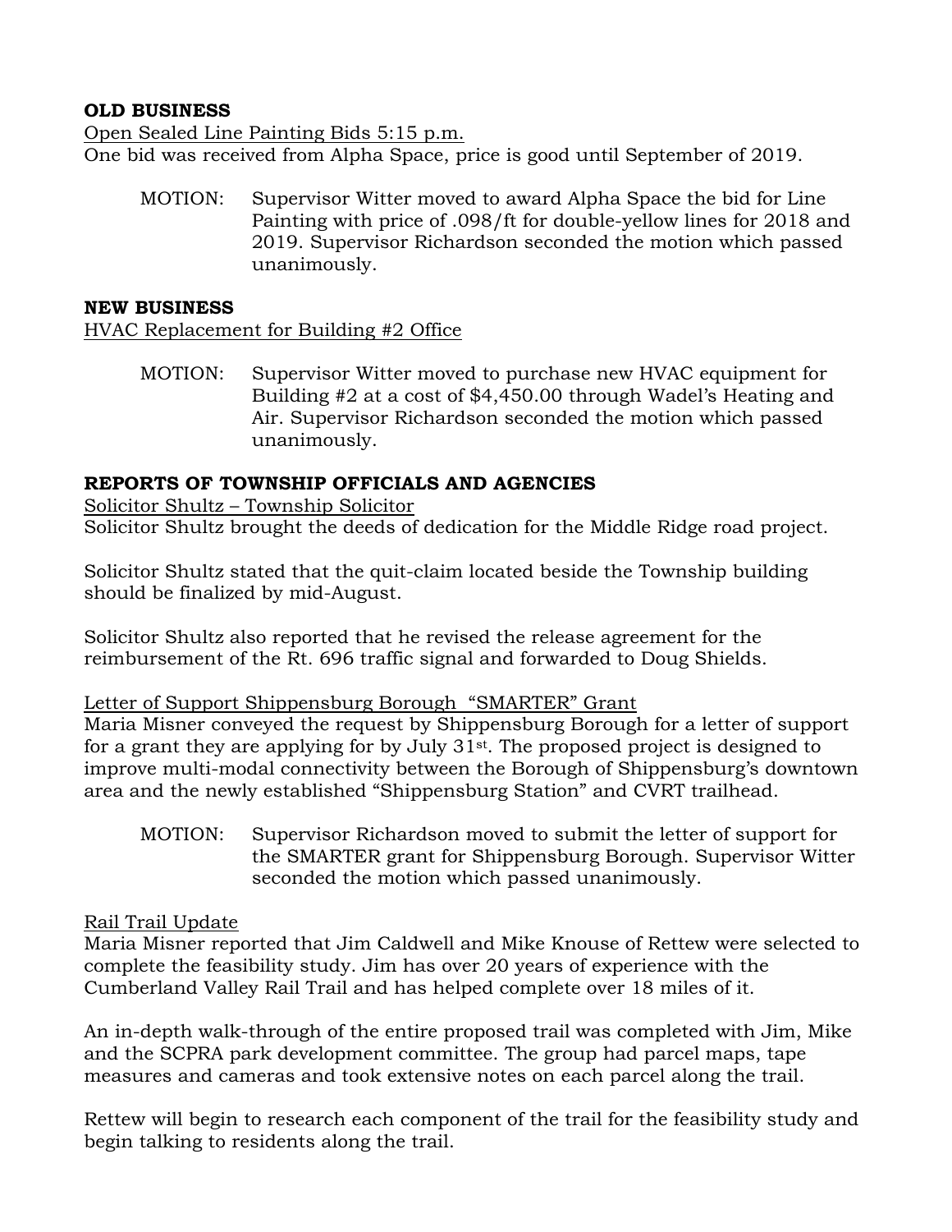**OLD BUSINESS**

Open Sealed Line Painting Bids 5:15 p.m.

One bid was received from Alpha Space, price is good until September of 2019.

> MOTION: Supervisor Witter moved to award Alpha Space the bid for Line Painting with price of .098/ft for double-yellow lines for 2018 and 2019. Supervisor Richardson seconded the motion which passed unanimously.

**NEW BUSINESS**

HVAC Replacement for Building #2 Office

> MOTION: Supervisor Witter moved to purchase new HVAC equipment for Building #2 at a cost of $4,450.00 through Wadel's Heating and Air. Supervisor Richardson seconded the motion which passed unanimously.

**REPORTS OF TOWNSHIP OFFICIALS AND AGENCIES**

Solicitor Shultz – Township Solicitor

Solicitor Shultz brought the deeds of dedication for the Middle Ridge road project.

Solicitor Shultz stated that the quit-claim located beside the Township building should be finalized by mid-August.

Solicitor Shultz also reported that he revised the release agreement for the reimbursement of the Rt. 696 traffic signal and forwarded to Doug Shields.

Letter of Support Shippensburg Borough "SMARTER" Grant

Maria Misner conveyed the request by Shippensburg Borough for a letter of support for a grant they are applying for by July 31st. The proposed project is designed to improve multi-modal connectivity between the Borough of Shippensburg's downtown area and the newly established "Shippensburg Station" and CVRT trailhead.

> MOTION: Supervisor Richardson moved to submit the letter of support for the SMARTER grant for Shippensburg Borough. Supervisor Witter seconded the motion which passed unanimously.

Rail Trail Update

Maria Misner reported that Jim Caldwell and Mike Knouse of Rettew were selected to complete the feasibility study. Jim has over 20 years of experience with the Cumberland Valley Rail Trail and has helped complete over 18 miles of it.

An in-depth walk-through of the entire proposed trail was completed with Jim, Mike and the SCPRA park development committee. The group had parcel maps, tape measures and cameras and took extensive notes on each parcel along the trail.

Rettew will begin to research each component of the trail for the feasibility study and begin talking to residents along the trail.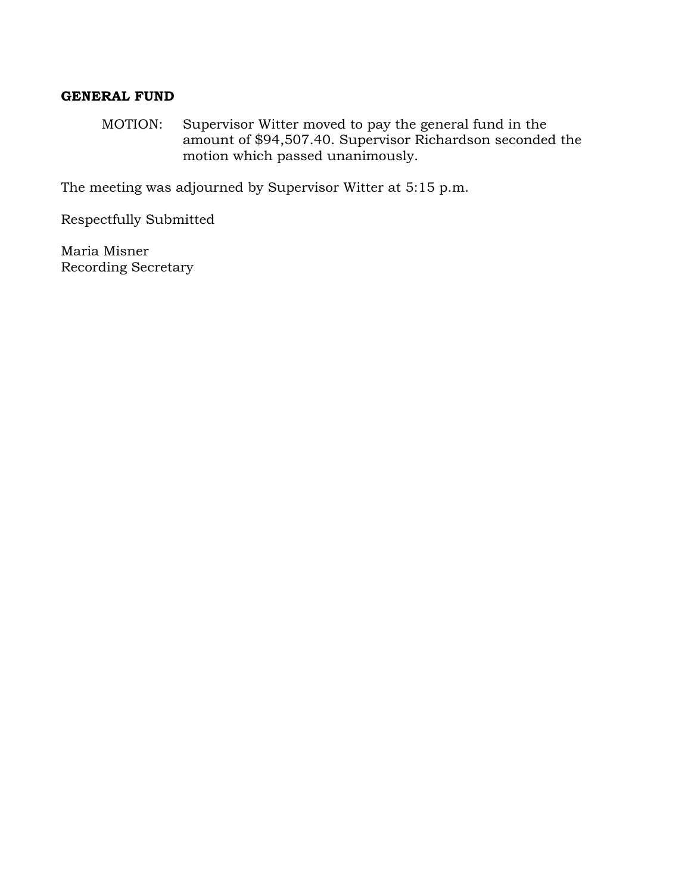**GENERAL FUND**

MOTION: Supervisor Witter moved to pay the general fund in the amount of $94,507.40. Supervisor Richardson seconded the motion which passed unanimously.

The meeting was adjourned by Supervisor Witter at 5:15 p.m.

Respectfully Submitted

Maria Misner
Recording Secretary